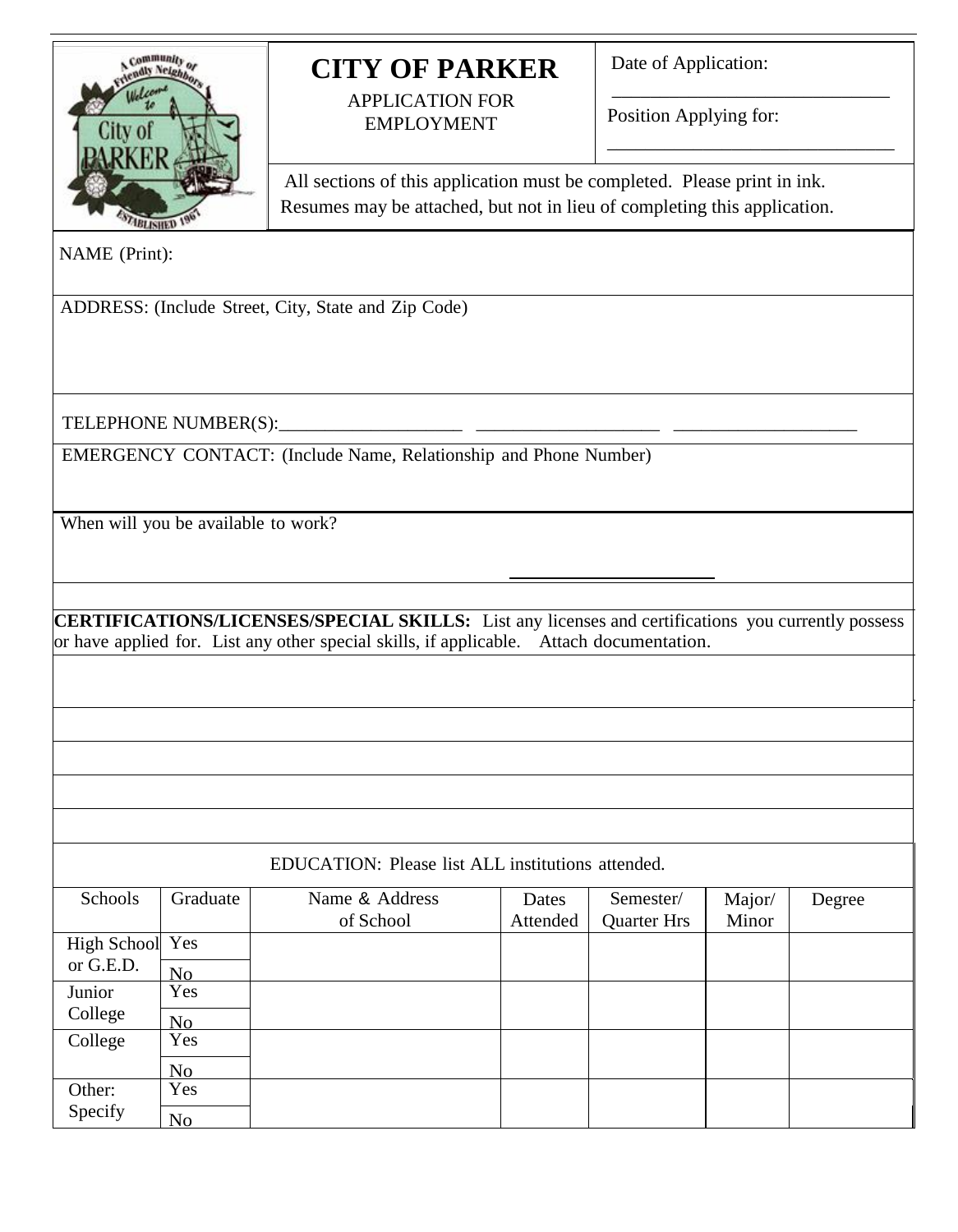# CITY OF PARKER

APPLICATION FOR EMPLOYMENT

Date of Application: ____________________________

Position Applying for: ____________________________

All sections of this application must be completed. Please print in ink. Resumes may be attached, but not in lieu of completing this application.

NAME (Print):

ADDRESS: (Include Street, City, State and Zip Code)

TELEPHONE NUMBER(S):____________________ ____________________ ____________________

EMERGENCY CONTACT: (Include Name, Relationship and Phone Number)

When will you be available to work?

**CERTIFICATIONS/LICENSES/SPECIAL SKILLS:** List any licenses and certifications you currently possess or have applied for. List any other special skills, if applicable. Attach documentation.

EDUCATION: Please list ALL institutions attended.

| Schools | Graduate | Name & Address of School | Dates Attended | Semester/ Quarter Hrs | Major/ Minor | Degree |
|---|---|---|---|---|---|---|
| High School or G.E.D. | Yes / No | | | | | |
| Junior College | Yes / No | | | | | |
| College | Yes / No | | | | | |
| Other: Specify | Yes / No | | | | | |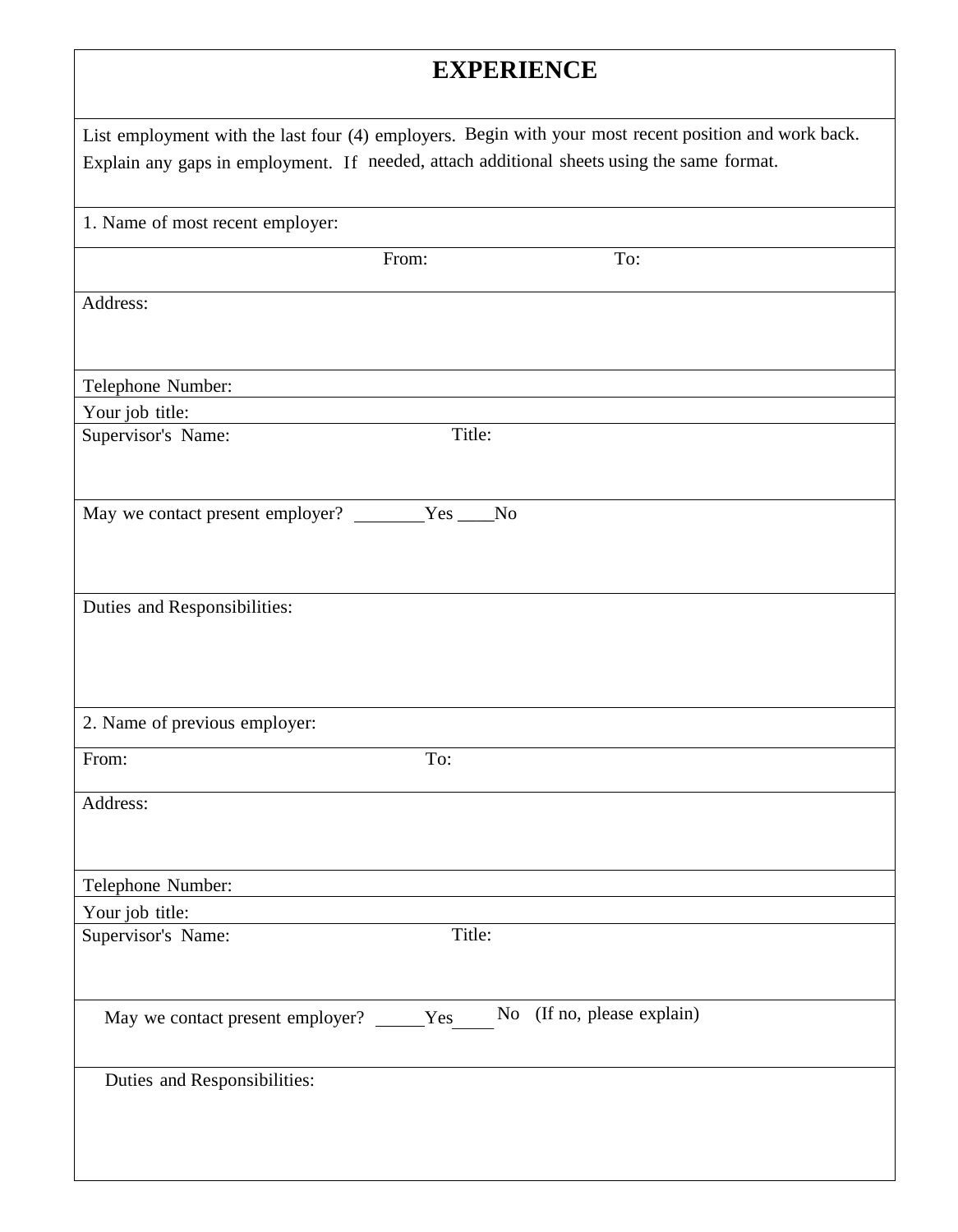# EXPERIENCE

List employment with the last four (4) employers. Begin with your most recent position and work back. Explain any gaps in employment. If needed, attach additional sheets using the same format.

1. Name of most recent employer:

From: To:

Address:

Telephone Number:

Your job title:

Supervisor's Name: Title:

May we contact present employer? ________Yes ____No

Duties and Responsibilities:

2. Name of previous employer:

From: To:

Address:

Telephone Number:

Your job title:

Supervisor's Name: Title:

May we contact present employer? _____Yes____ No (If no, please explain)

Duties and Responsibilities: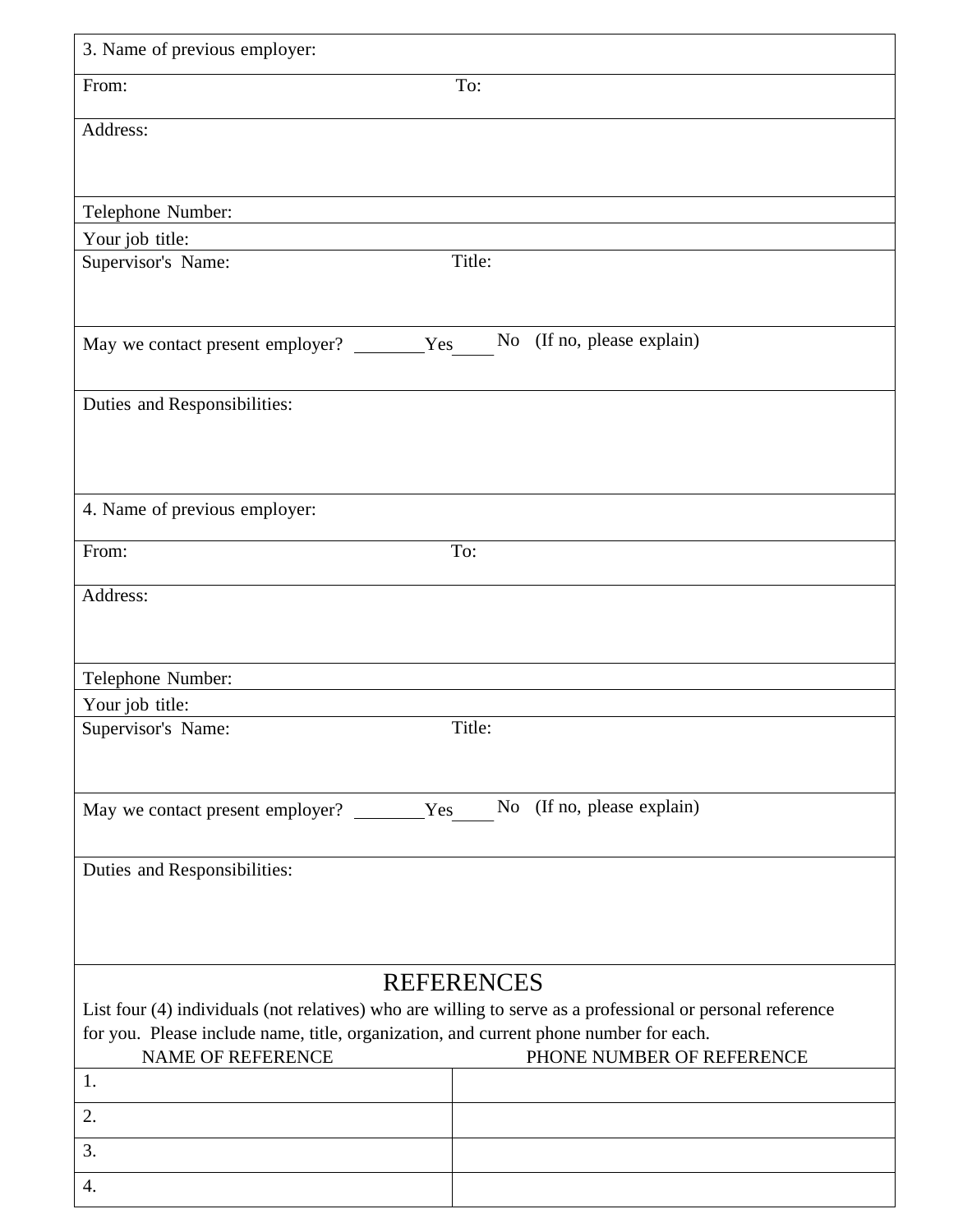3. Name of previous employer:

From: To:

Address:

Telephone Number:

Your job title:

Supervisor's Name: Title:

May we contact present employer? ________Yes_____ No (If no, please explain)

Duties and Responsibilities:

4. Name of previous employer:

From: To:

Address:

Telephone Number:

Your job title:

Supervisor's Name: Title:

May we contact present employer? ________Yes_____ No (If no, please explain)

Duties and Responsibilities:

## REFERENCES

List four (4) individuals (not relatives) who are willing to serve as a professional or personal reference for you. Please include name, title, organization, and current phone number for each.

| NAME OF REFERENCE | PHONE NUMBER OF REFERENCE |
|---|---|
| 1. | |
| 2. | |
| 3. | |
| 4. | |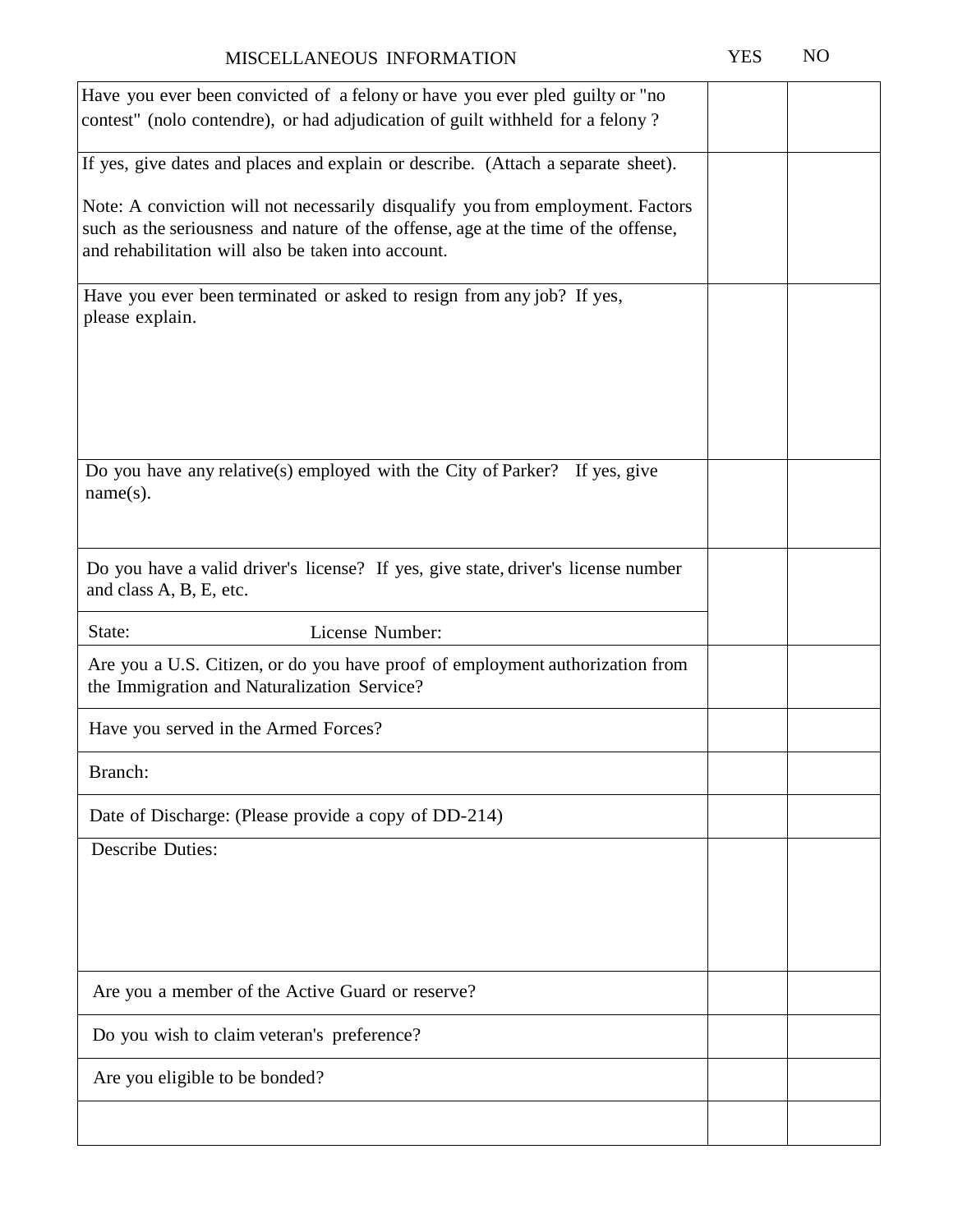## MISCELLANEOUS INFORMATION

| | YES | NO |
|---|---|---|
| Have you ever been convicted of a felony or have you ever pled guilty or "no contest" (nolo contendre), or had adjudication of guilt withheld for a felony ? | | |
| If yes, give dates and places and explain or describe. (Attach a separate sheet).<br><br>Note: A conviction will not necessarily disqualify you from employment. Factors such as the seriousness and nature of the offense, age at the time of the offense, and rehabilitation will also be taken into account. | | |
| Have you ever been terminated or asked to resign from any job? If yes, please explain. | | |
| Do you have any relative(s) employed with the City of Parker? If yes, give name(s). | | |
| Do you have a valid driver's license? If yes, give state, driver's license number and class A, B, E, etc. | | |
| State: License Number: | | |
| Are you a U.S. Citizen, or do you have proof of employment authorization from the Immigration and Naturalization Service? | | |
| Have you served in the Armed Forces? | | |
| Branch: | | |
| Date of Discharge: (Please provide a copy of DD-214) | | |
| Describe Duties: | | |
| Are you a member of the Active Guard or reserve? | | |
| Do you wish to claim veteran's preference? | | |
| Are you eligible to be bonded? | | |
| | | |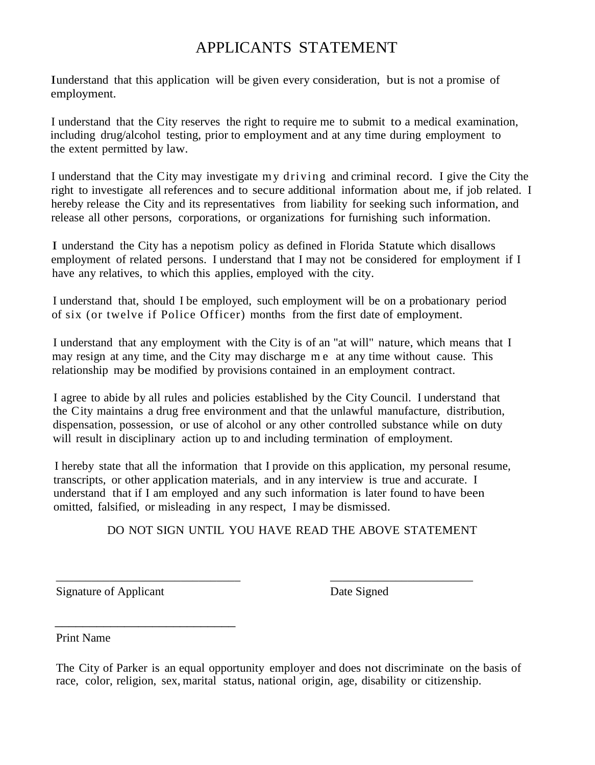# APPLICANTS STATEMENT

I understand that this application will be given every consideration, but is not a promise of employment.

I understand that the City reserves the right to require me to submit to a medical examination, including drug/alcohol testing, prior to employment and at any time during employment to the extent permitted by law.

I understand that the City may investigate my driving and criminal record. I give the City the right to investigate all references and to secure additional information about me, if job related. I hereby release the City and its representatives from liability for seeking such information, and release all other persons, corporations, or organizations for furnishing such information.

I understand the City has a nepotism policy as defined in Florida Statute which disallows employment of related persons. I understand that I may not be considered for employment if I have any relatives, to which this applies, employed with the city.

I understand that, should I be employed, such employment will be on a probationary period of six (or twelve if Police Officer) months from the first date of employment.

I understand that any employment with the City is of an "at will" nature, which means that I may resign at any time, and the City may discharge me at any time without cause. This relationship may be modified by provisions contained in an employment contract.

I agree to abide by all rules and policies established by the City Council. I understand that the City maintains a drug free environment and that the unlawful manufacture, distribution, dispensation, possession, or use of alcohol or any other controlled substance while on duty will result in disciplinary action up to and including termination of employment.

I hereby state that all the information that I provide on this application, my personal resume, transcripts, or other application materials, and in any interview is true and accurate. I understand that if I am employed and any such information is later found to have been omitted, falsified, or misleading in any respect, I may be dismissed.

DO NOT SIGN UNTIL YOU HAVE READ THE ABOVE STATEMENT

_______________________________ &nbsp;&nbsp;&nbsp;&nbsp;&nbsp;&nbsp;&nbsp;&nbsp; ________________________

Signature of Applicant &nbsp;&nbsp;&nbsp;&nbsp;&nbsp;&nbsp;&nbsp;&nbsp;&nbsp;&nbsp;&nbsp;&nbsp;&nbsp;&nbsp;&nbsp;&nbsp; Date Signed

_______________________________

Print Name

The City of Parker is an equal opportunity employer and does not discriminate on the basis of race, color, religion, sex, marital status, national origin, age, disability or citizenship.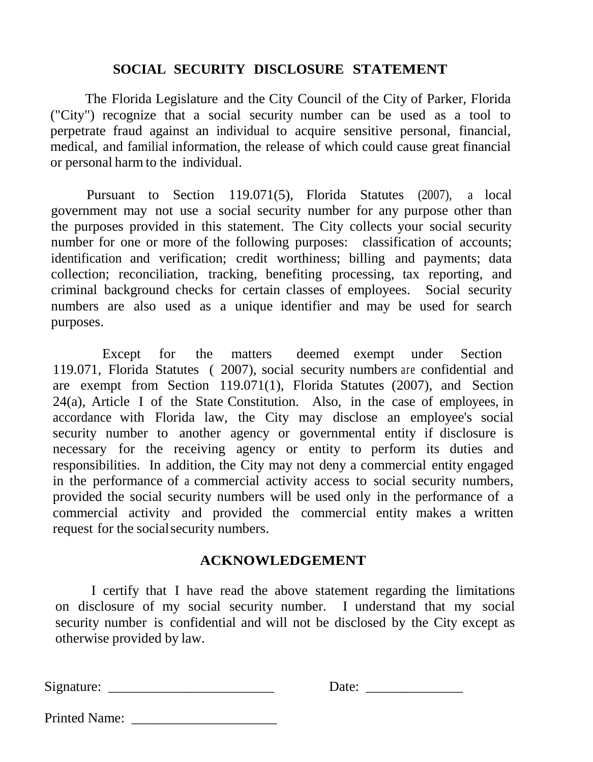## SOCIAL SECURITY DISCLOSURE STATEMENT

The Florida Legislature and the City Council of the City of Parker, Florida ("City") recognize that a social security number can be used as a tool to perpetrate fraud against an individual to acquire sensitive personal, financial, medical, and familial information, the release of which could cause great financial or personal harm to the individual.

Pursuant to Section 119.071(5), Florida Statutes (2007), a local government may not use a social security number for any purpose other than the purposes provided in this statement. The City collects your social security number for one or more of the following purposes: classification of accounts; identification and verification; credit worthiness; billing and payments; data collection; reconciliation, tracking, benefiting processing, tax reporting, and criminal background checks for certain classes of employees. Social security numbers are also used as a unique identifier and may be used for search purposes.

Except for the matters deemed exempt under Section 119.071, Florida Statutes ( 2007), social security numbers are confidential and are exempt from Section 119.071(1), Florida Statutes (2007), and Section 24(a), Article I of the State Constitution. Also, in the case of employees, in accordance with Florida law, the City may disclose an employee's social security number to another agency or governmental entity if disclosure is necessary for the receiving agency or entity to perform its duties and responsibilities. In addition, the City may not deny a commercial entity engaged in the performance of a commercial activity access to social security numbers, provided the social security numbers will be used only in the performance of a commercial activity and provided the commercial entity makes a written request for the social security numbers.

## ACKNOWLEDGEMENT

I certify that I have read the above statement regarding the limitations on disclosure of my social security number. I understand that my social security number is confidential and will not be disclosed by the City except as otherwise provided by law.

Signature: ________________________ Date: ______________

Printed Name: _____________________